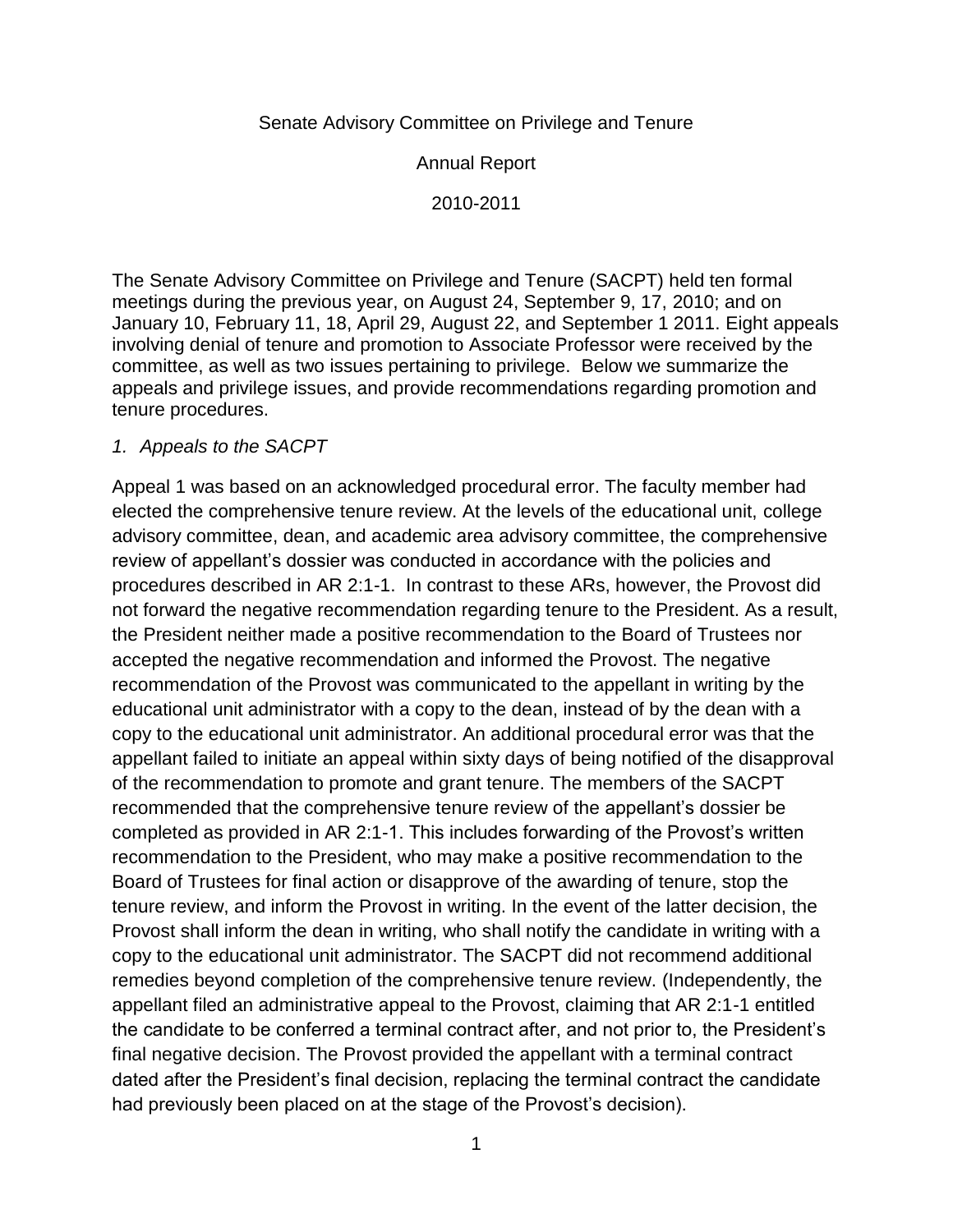Senate Advisory Committee on Privilege and Tenure

Annual Report

2010-2011

The Senate Advisory Committee on Privilege and Tenure (SACPT) held ten formal meetings during the previous year, on August 24, September 9, 17, 2010; and on January 10, February 11, 18, April 29, August 22, and September 1 2011. Eight appeals involving denial of tenure and promotion to Associate Professor were received by the committee, as well as two issues pertaining to privilege. Below we summarize the appeals and privilege issues, and provide recommendations regarding promotion and tenure procedures.

*1. Appeals to the SACPT*

Appeal 1 was based on an acknowledged procedural error. The faculty member had elected the comprehensive tenure review. At the levels of the educational unit, college advisory committee, dean, and academic area advisory committee, the comprehensive review of appellant's dossier was conducted in accordance with the policies and procedures described in AR 2:1-1. In contrast to these ARs, however, the Provost did not forward the negative recommendation regarding tenure to the President. As a result, the President neither made a positive recommendation to the Board of Trustees nor accepted the negative recommendation and informed the Provost. The negative recommendation of the Provost was communicated to the appellant in writing by the educational unit administrator with a copy to the dean, instead of by the dean with a copy to the educational unit administrator. An additional procedural error was that the appellant failed to initiate an appeal within sixty days of being notified of the disapproval of the recommendation to promote and grant tenure. The members of the SACPT recommended that the comprehensive tenure review of the appellant's dossier be completed as provided in AR 2:1-1. This includes forwarding of the Provost's written recommendation to the President, who may make a positive recommendation to the Board of Trustees for final action or disapprove of the awarding of tenure, stop the tenure review, and inform the Provost in writing. In the event of the latter decision, the Provost shall inform the dean in writing, who shall notify the candidate in writing with a copy to the educational unit administrator. The SACPT did not recommend additional remedies beyond completion of the comprehensive tenure review. (Independently, the appellant filed an administrative appeal to the Provost, claiming that AR 2:1-1 entitled the candidate to be conferred a terminal contract after, and not prior to, the President's final negative decision. The Provost provided the appellant with a terminal contract dated after the President's final decision, replacing the terminal contract the candidate had previously been placed on at the stage of the Provost's decision).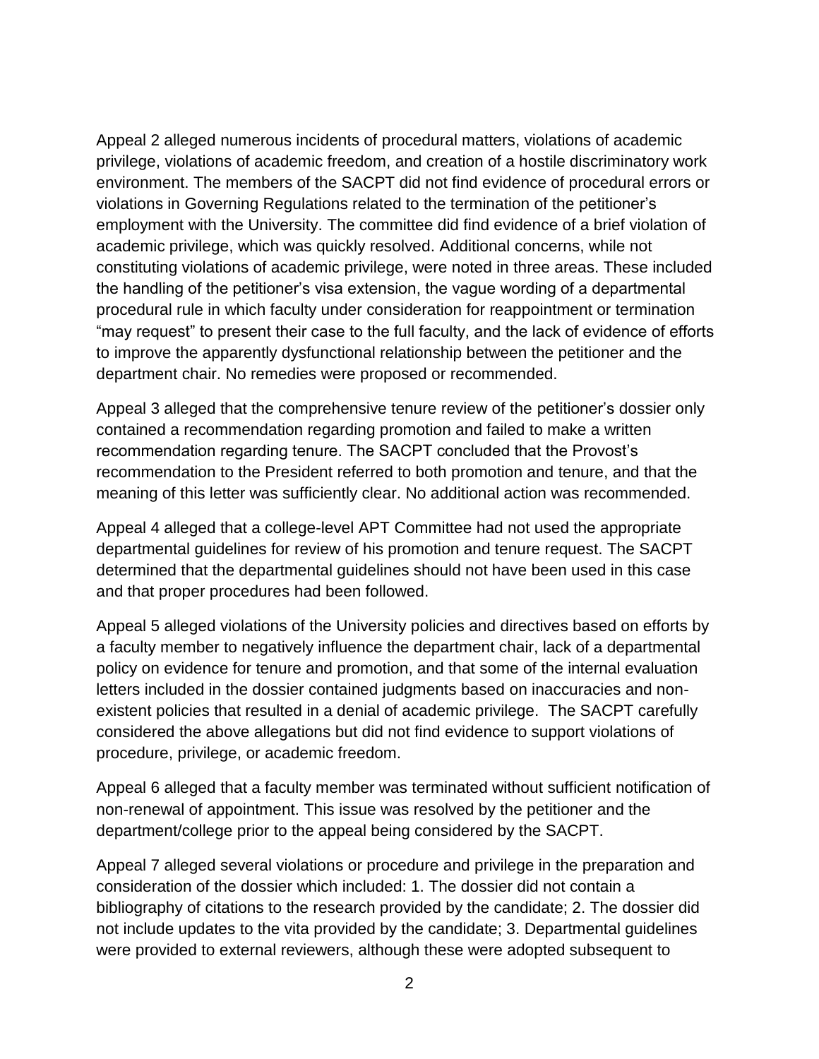Appeal 2 alleged numerous incidents of procedural matters, violations of academic privilege, violations of academic freedom, and creation of a hostile discriminatory work environment. The members of the SACPT did not find evidence of procedural errors or violations in Governing Regulations related to the termination of the petitioner's employment with the University. The committee did find evidence of a brief violation of academic privilege, which was quickly resolved. Additional concerns, while not constituting violations of academic privilege, were noted in three areas. These included the handling of the petitioner's visa extension, the vague wording of a departmental procedural rule in which faculty under consideration for reappointment or termination "may request" to present their case to the full faculty, and the lack of evidence of efforts to improve the apparently dysfunctional relationship between the petitioner and the department chair. No remedies were proposed or recommended.

Appeal 3 alleged that the comprehensive tenure review of the petitioner's dossier only contained a recommendation regarding promotion and failed to make a written recommendation regarding tenure. The SACPT concluded that the Provost's recommendation to the President referred to both promotion and tenure, and that the meaning of this letter was sufficiently clear. No additional action was recommended.

Appeal 4 alleged that a college-level APT Committee had not used the appropriate departmental guidelines for review of his promotion and tenure request. The SACPT determined that the departmental guidelines should not have been used in this case and that proper procedures had been followed.

Appeal 5 alleged violations of the University policies and directives based on efforts by a faculty member to negatively influence the department chair, lack of a departmental policy on evidence for tenure and promotion, and that some of the internal evaluation letters included in the dossier contained judgments based on inaccuracies and non-existent policies that resulted in a denial of academic privilege. The SACPT carefully considered the above allegations but did not find evidence to support violations of procedure, privilege, or academic freedom.

Appeal 6 alleged that a faculty member was terminated without sufficient notification of non-renewal of appointment. This issue was resolved by the petitioner and the department/college prior to the appeal being considered by the SACPT.

Appeal 7 alleged several violations or procedure and privilege in the preparation and consideration of the dossier which included: 1. The dossier did not contain a bibliography of citations to the research provided by the candidate; 2. The dossier did not include updates to the vita provided by the candidate; 3. Departmental guidelines were provided to external reviewers, although these were adopted subsequent to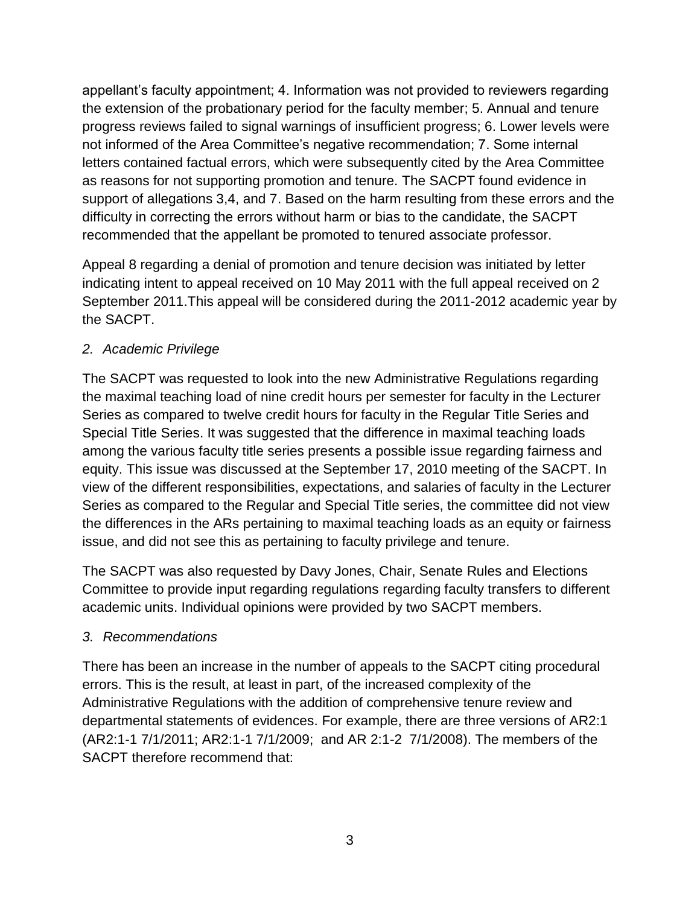appellant's faculty appointment; 4. Information was not provided to reviewers regarding the extension of the probationary period for the faculty member; 5. Annual and tenure progress reviews failed to signal warnings of insufficient progress; 6. Lower levels were not informed of the Area Committee's negative recommendation; 7. Some internal letters contained factual errors, which were subsequently cited by the Area Committee as reasons for not supporting promotion and tenure. The SACPT found evidence in support of allegations 3,4, and 7. Based on the harm resulting from these errors and the difficulty in correcting the errors without harm or bias to the candidate, the SACPT recommended that the appellant be promoted to tenured associate professor.

Appeal 8 regarding a denial of promotion and tenure decision was initiated by letter indicating intent to appeal received on 10 May 2011 with the full appeal received on 2 September 2011.This appeal will be considered during the 2011-2012 academic year by the SACPT.

*2. Academic Privilege*

The SACPT was requested to look into the new Administrative Regulations regarding the maximal teaching load of nine credit hours per semester for faculty in the Lecturer Series as compared to twelve credit hours for faculty in the Regular Title Series and Special Title Series. It was suggested that the difference in maximal teaching loads among the various faculty title series presents a possible issue regarding fairness and equity. This issue was discussed at the September 17, 2010 meeting of the SACPT. In view of the different responsibilities, expectations, and salaries of faculty in the Lecturer Series as compared to the Regular and Special Title series, the committee did not view the differences in the ARs pertaining to maximal teaching loads as an equity or fairness issue, and did not see this as pertaining to faculty privilege and tenure.

The SACPT was also requested by Davy Jones, Chair, Senate Rules and Elections Committee to provide input regarding regulations regarding faculty transfers to different academic units. Individual opinions were provided by two SACPT members.

*3. Recommendations*

There has been an increase in the number of appeals to the SACPT citing procedural errors. This is the result, at least in part, of the increased complexity of the Administrative Regulations with the addition of comprehensive tenure review and departmental statements of evidences. For example, there are three versions of AR2:1 (AR2:1-1 7/1/2011; AR2:1-1 7/1/2009; and AR 2:1-2 7/1/2008). The members of the SACPT therefore recommend that: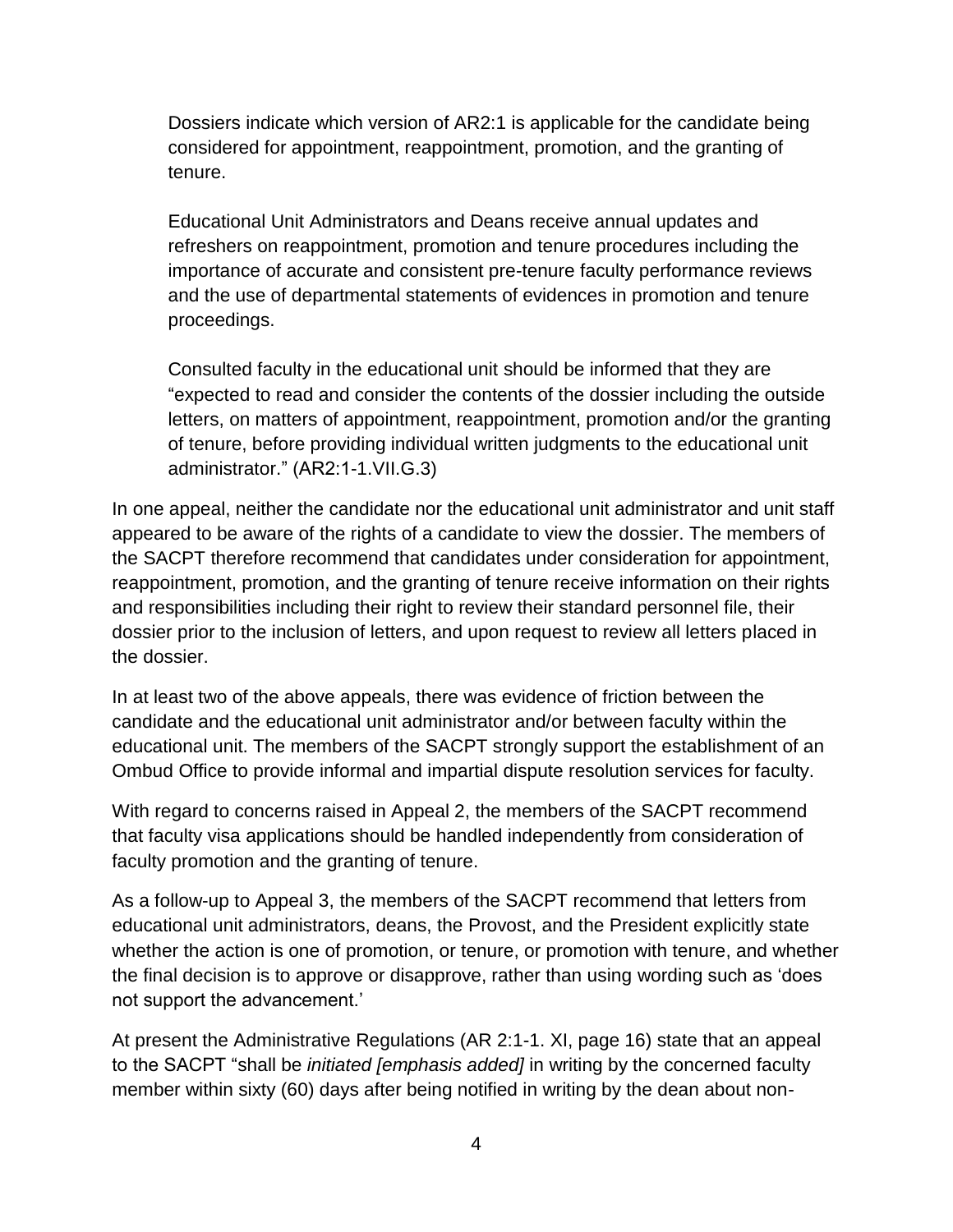> Dossiers indicate which version of AR2:1 is applicable for the candidate being considered for appointment, reappointment, promotion, and the granting of tenure.
>
> Educational Unit Administrators and Deans receive annual updates and refreshers on reappointment, promotion and tenure procedures including the importance of accurate and consistent pre-tenure faculty performance reviews and the use of departmental statements of evidences in promotion and tenure proceedings.
>
> Consulted faculty in the educational unit should be informed that they are "expected to read and consider the contents of the dossier including the outside letters, on matters of appointment, reappointment, promotion and/or the granting of tenure, before providing individual written judgments to the educational unit administrator." (AR2:1-1.VII.G.3)

In one appeal, neither the candidate nor the educational unit administrator and unit staff appeared to be aware of the rights of a candidate to view the dossier. The members of the SACPT therefore recommend that candidates under consideration for appointment, reappointment, promotion, and the granting of tenure receive information on their rights and responsibilities including their right to review their standard personnel file, their dossier prior to the inclusion of letters, and upon request to review all letters placed in the dossier.

In at least two of the above appeals, there was evidence of friction between the candidate and the educational unit administrator and/or between faculty within the educational unit. The members of the SACPT strongly support the establishment of an Ombud Office to provide informal and impartial dispute resolution services for faculty.

With regard to concerns raised in Appeal 2, the members of the SACPT recommend that faculty visa applications should be handled independently from consideration of faculty promotion and the granting of tenure.

As a follow-up to Appeal 3, the members of the SACPT recommend that letters from educational unit administrators, deans, the Provost, and the President explicitly state whether the action is one of promotion, or tenure, or promotion with tenure, and whether the final decision is to approve or disapprove, rather than using wording such as 'does not support the advancement.'

At present the Administrative Regulations (AR 2:1-1. XI, page 16) state that an appeal to the SACPT "shall be *initiated [emphasis added]* in writing by the concerned faculty member within sixty (60) days after being notified in writing by the dean about non-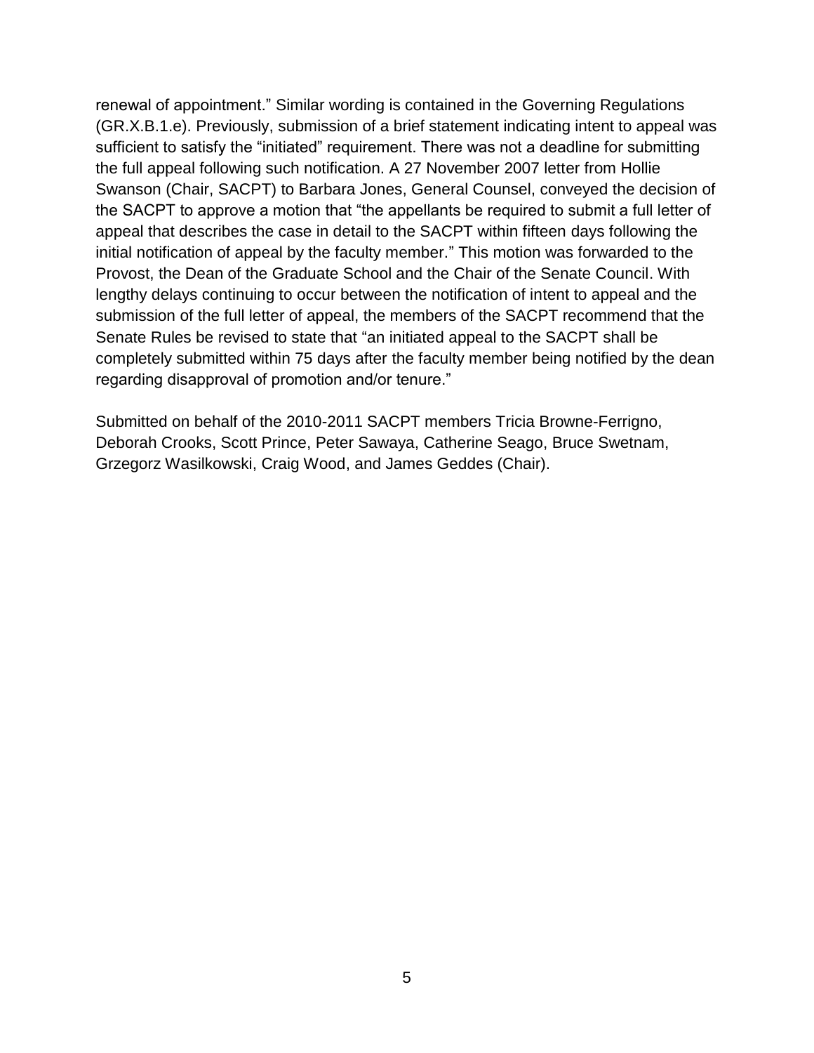renewal of appointment." Similar wording is contained in the Governing Regulations (GR.X.B.1.e). Previously, submission of a brief statement indicating intent to appeal was sufficient to satisfy the "initiated" requirement. There was not a deadline for submitting the full appeal following such notification. A 27 November 2007 letter from Hollie Swanson (Chair, SACPT) to Barbara Jones, General Counsel, conveyed the decision of the SACPT to approve a motion that "the appellants be required to submit a full letter of appeal that describes the case in detail to the SACPT within fifteen days following the initial notification of appeal by the faculty member." This motion was forwarded to the Provost, the Dean of the Graduate School and the Chair of the Senate Council. With lengthy delays continuing to occur between the notification of intent to appeal and the submission of the full letter of appeal, the members of the SACPT recommend that the Senate Rules be revised to state that "an initiated appeal to the SACPT shall be completely submitted within 75 days after the faculty member being notified by the dean regarding disapproval of promotion and/or tenure."

Submitted on behalf of the 2010-2011 SACPT members Tricia Browne-Ferrigno, Deborah Crooks, Scott Prince, Peter Sawaya, Catherine Seago, Bruce Swetnam, Grzegorz Wasilkowski, Craig Wood, and James Geddes (Chair).